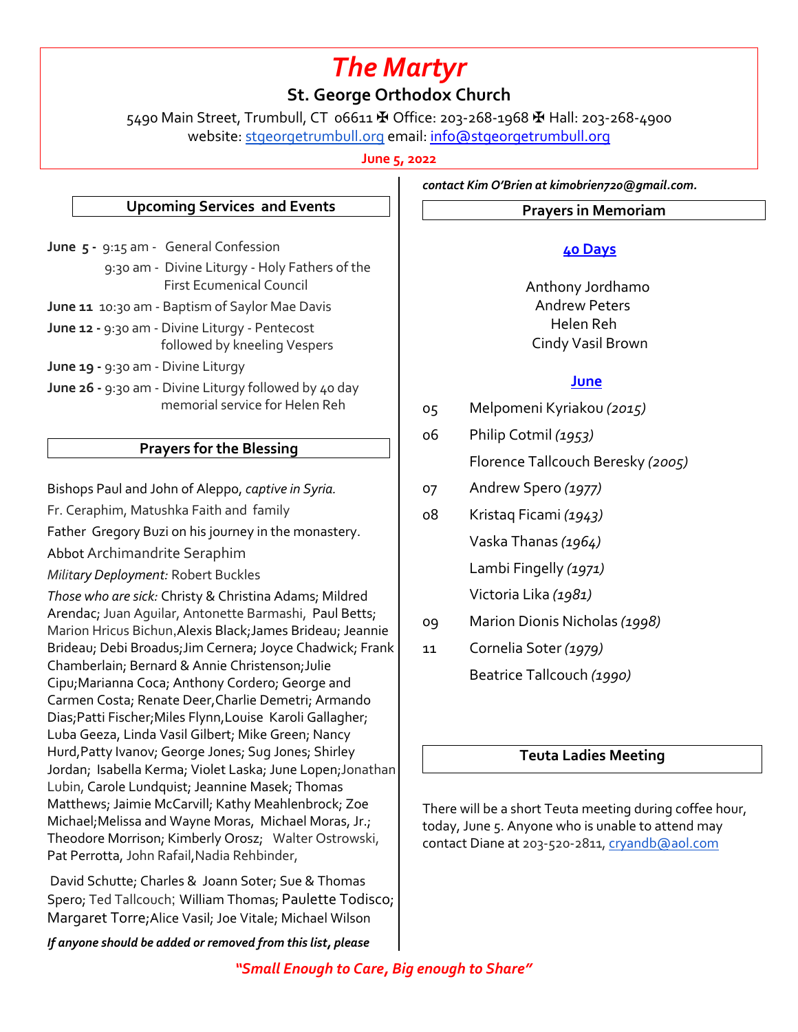# *The Martyr*

## St. George Orthodox Church

5490 Main Street, Trumbull, CT 06611 ✠ Office: 203-268-1968 ✠ Hall: 203-268-4900
website: stgeorgetrumbull.org email: info@stgeorgetrumbull.org

**June 5, 2022**

### Upcoming Services and Events

**June 5 -** 9:15 am - General Confession
9:30 am - Divine Liturgy - Holy Fathers of the First Ecumenical Council

**June 11** 10:30 am - Baptism of Saylor Mae Davis

**June 12 -** 9:30 am - Divine Liturgy - Pentecost followed by kneeling Vespers

**June 19 -** 9:30 am - Divine Liturgy

**June 26 -** 9:30 am - Divine Liturgy followed by 40 day memorial service for Helen Reh

### Prayers for the Blessing

Bishops Paul and John of Aleppo, *captive in Syria.*

Fr. Ceraphim, Matushka Faith and family

Father Gregory Buzi on his journey in the monastery.

Abbot Archimandrite Seraphim

*Military Deployment:* Robert Buckles

*Those who are sick:* Christy & Christina Adams; Mildred Arendac; Juan Aguilar, Antonette Barmashi, Paul Betts; Marion Hricus Bichun, Alexis Black; James Brideau; Jeannie Brideau; Debi Broadus; Jim Cernera; Joyce Chadwick; Frank Chamberlain; Bernard & Annie Christenson; Julie Cipu; Marianna Coca; Anthony Cordero; George and Carmen Costa; Renate Deer, Charlie Demetri; Armando Dias; Patti Fischer; Miles Flynn, Louise Karoli Gallagher; Luba Geeza, Linda Vasil Gilbert; Mike Green; Nancy Hurd, Patty Ivanov; George Jones; Sug Jones; Shirley Jordan; Isabella Kerma; Violet Laska; June Lopen; Jonathan Lubin, Carole Lundquist; Jeannine Masek; Thomas Matthews; Jaimie McCarvill; Kathy Meahlenbrock; Zoe Michael; Melissa and Wayne Moras, Michael Moras, Jr.; Theodore Morrison; Kimberly Orosz; Walter Ostrowski, Pat Perrotta, John Rafail, Nadia Rehbinder,

David Schutte; Charles & Joann Soter; Sue & Thomas Spero; Ted Tallcouch; William Thomas; Paulette Todisco; Margaret Torre; Alice Vasil; Joe Vitale; Michael Wilson

***If anyone should be added or removed from this list, please contact Kim O'Brien at kimobrien720@gmail.com.***

### Prayers in Memoriam

**40 Days**

Anthony Jordhamo
Andrew Peters
Helen Reh
Cindy Vasil Brown

**June**

| | |
|---|---|
| 05 | Melpomeni Kyriakou *(2015)* |
| 06 | Philip Cotmil *(1953)* |
| | Florence Tallcouch Beresky *(2005)* |
| 07 | Andrew Spero *(1977)* |
| 08 | Kristaq Ficami *(1943)* |
| | Vaska Thanas *(1964)* |
| | Lambi Fingelly *(1971)* |
| | Victoria Lika *(1981)* |
| 09 | Marion Dionis Nicholas *(1998)* |
| 11 | Cornelia Soter *(1979)* |
| | Beatrice Tallcouch *(1990)* |

### Teuta Ladies Meeting

There will be a short Teuta meeting during coffee hour, today, June 5. Anyone who is unable to attend may contact Diane at 203-520-2811, cryandb@aol.com

*"Small Enough to Care, Big enough to Share"*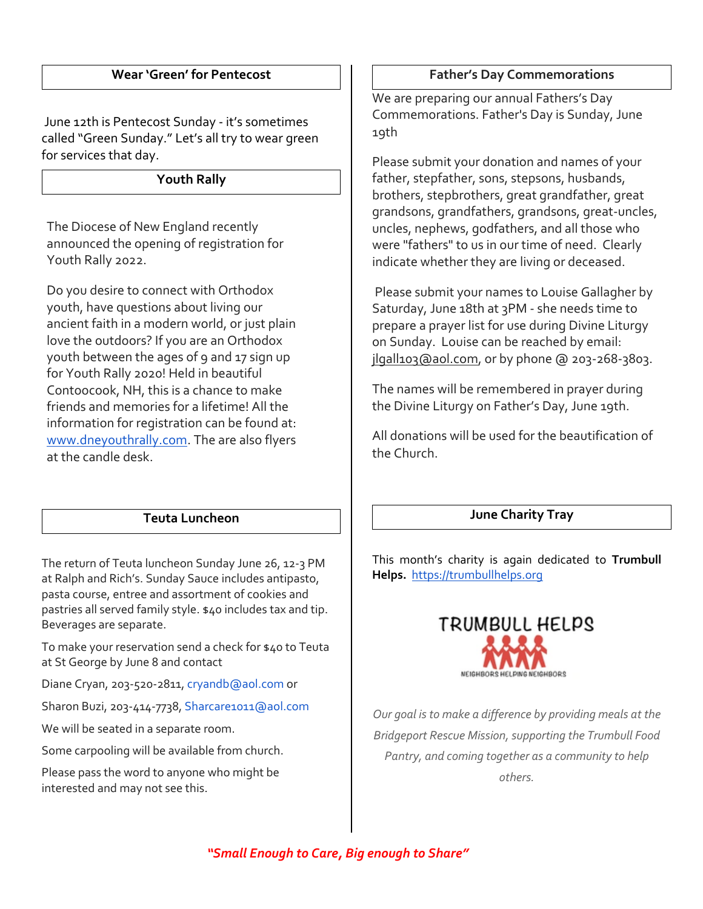## Wear 'Green' for Pentecost

June 12th is Pentecost Sunday - it's sometimes called "Green Sunday." Let's all try to wear green for services that day.

## Youth Rally

The Diocese of New England recently announced the opening of registration for Youth Rally 2022.

Do you desire to connect with Orthodox youth, have questions about living our ancient faith in a modern world, or just plain love the outdoors? If you are an Orthodox youth between the ages of 9 and 17 sign up for Youth Rally 2020! Held in beautiful Contoocook, NH, this is a chance to make friends and memories for a lifetime! All the information for registration can be found at: www.dneyouthrally.com. The are also flyers at the candle desk.

## Teuta Luncheon

The return of Teuta luncheon Sunday June 26, 12-3 PM at Ralph and Rich's. Sunday Sauce includes antipasto, pasta course, entree and assortment of cookies and pastries all served family style. $40 includes tax and tip. Beverages are separate.

To make your reservation send a check for $40 to Teuta at St George by June 8 and contact

Diane Cryan, 203-520-2811, cryandb@aol.com or

Sharon Buzi, 203-414-7738, Sharcare1011@aol.com

We will be seated in a separate room.

Some carpooling will be available from church.

Please pass the word to anyone who might be interested and may not see this.

## Father's Day Commemorations

We are preparing our annual Fathers's Day Commemorations. Father's Day is Sunday, June 19th

Please submit your donation and names of your father, stepfather, sons, stepsons, husbands, brothers, stepbrothers, great grandfather, great grandsons, grandfathers, grandsons, great-uncles, uncles, nephews, godfathers, and all those who were "fathers" to us in our time of need. Clearly indicate whether they are living or deceased.

Please submit your names to Louise Gallagher by Saturday, June 18th at 3PM - she needs time to prepare a prayer list for use during Divine Liturgy on Sunday. Louise can be reached by email: jlgall103@aol.com, or by phone @ 203-268-3803.

The names will be remembered in prayer during the Divine Liturgy on Father's Day, June 19th.

All donations will be used for the beautification of the Church.

## June Charity Tray

This month's charity is again dedicated to **Trumbull Helps.** https://trumbullhelps.org

TRUMBULL HELPS
NEIGHBORS HELPING NEIGHBORS

*Our goal is to make a difference by providing meals at the Bridgeport Rescue Mission, supporting the Trumbull Food Pantry, and coming together as a community to help others.*

***"Small Enough to Care, Big enough to Share"***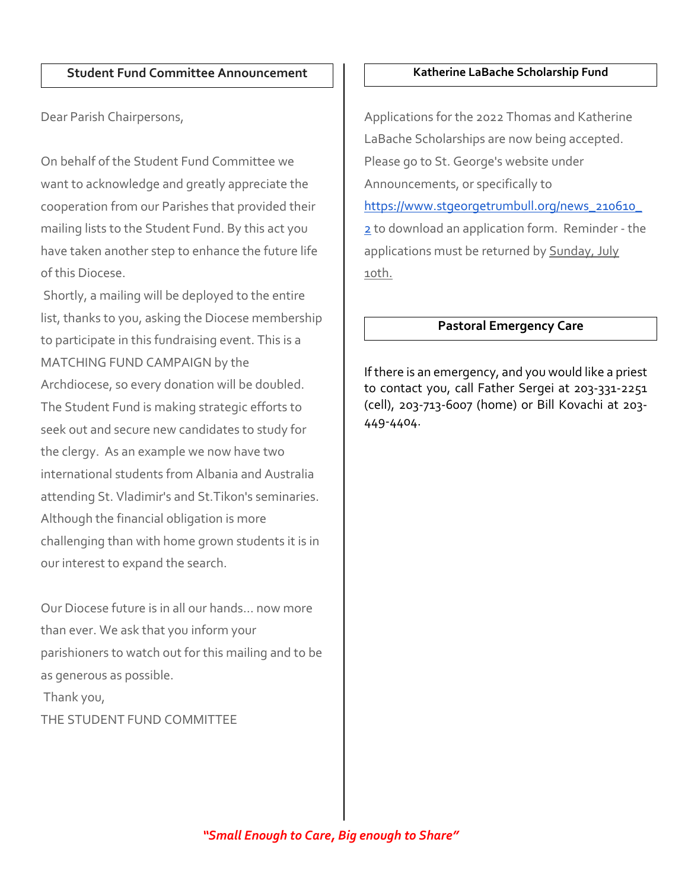## Student Fund Committee Announcement

Dear Parish Chairpersons,

On behalf of the Student Fund Committee we want to acknowledge and greatly appreciate the cooperation from our Parishes that provided their mailing lists to the Student Fund. By this act you have taken another step to enhance the future life of this Diocese.

Shortly, a mailing will be deployed to the entire list, thanks to you, asking the Diocese membership to participate in this fundraising event. This is a MATCHING FUND CAMPAIGN by the Archdiocese, so every donation will be doubled. The Student Fund is making strategic efforts to seek out and secure new candidates to study for the clergy. As an example we now have two international students from Albania and Australia attending St. Vladimir's and St.Tikon's seminaries. Although the financial obligation is more challenging than with home grown students it is in our interest to expand the search.

Our Diocese future is in all our hands... now more than ever. We ask that you inform your parishioners to watch out for this mailing and to be as generous as possible.

Thank you,
THE STUDENT FUND COMMITTEE

## Katherine LaBache Scholarship Fund

Applications for the 2022 Thomas and Katherine LaBache Scholarships are now being accepted. Please go to St. George's website under Announcements, or specifically to https://www.stgeorgetrumbull.org/news_210610_2 to download an application form. Reminder - the applications must be returned by Sunday, July 10th.

## Pastoral Emergency Care

If there is an emergency, and you would like a priest to contact you, call Father Sergei at 203-331-2251 (cell), 203-713-6007 (home) or Bill Kovachi at 203-449-4404.

***"Small Enough to Care, Big enough to Share"***